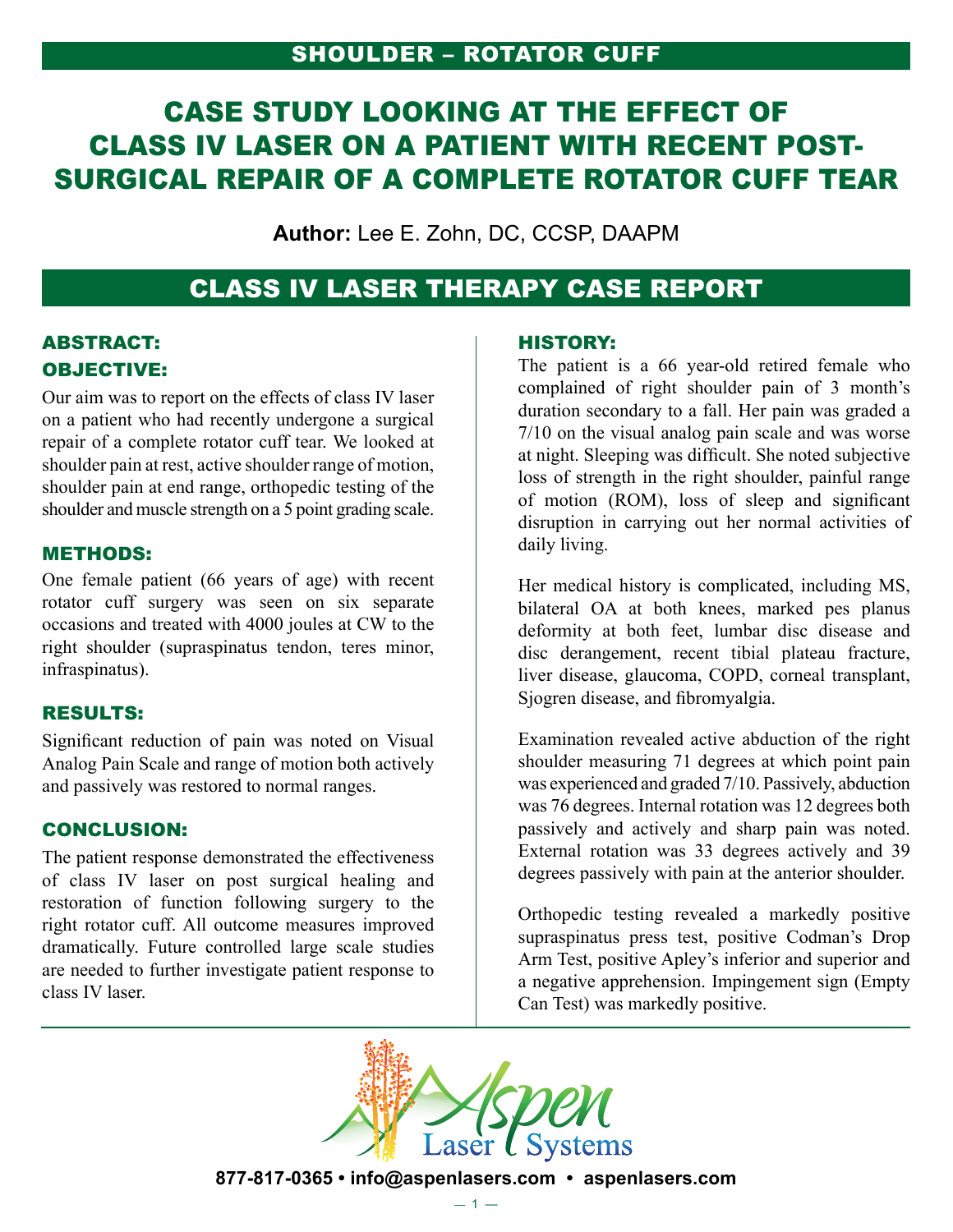SHOULDER – ROTATOR CUFF

# CASE STUDY LOOKING AT THE EFFECT OF CLASS IV LASER ON A PATIENT WITH RECENT POST-SURGICAL REPAIR OF A COMPLETE ROTATOR CUFF TEAR

**Author:** Lee E. Zohn, DC, CCSP, DAAPM

## CLASS IV LASER THERAPY CASE REPORT

### ABSTRACT:

### OBJECTIVE:

Our aim was to report on the effects of class IV laser on a patient who had recently undergone a surgical repair of a complete rotator cuff tear. We looked at shoulder pain at rest, active shoulder range of motion, shoulder pain at end range, orthopedic testing of the shoulder and muscle strength on a 5 point grading scale.

### METHODS:

One female patient (66 years of age) with recent rotator cuff surgery was seen on six separate occasions and treated with 4000 joules at CW to the right shoulder (supraspinatus tendon, teres minor, infraspinatus).

### RESULTS:

Significant reduction of pain was noted on Visual Analog Pain Scale and range of motion both actively and passively was restored to normal ranges.

### CONCLUSION:

The patient response demonstrated the effectiveness of class IV laser on post surgical healing and restoration of function following surgery to the right rotator cuff. All outcome measures improved dramatically. Future controlled large scale studies are needed to further investigate patient response to class IV laser.

### HISTORY:

The patient is a 66 year-old retired female who complained of right shoulder pain of 3 month's duration secondary to a fall. Her pain was graded a 7/10 on the visual analog pain scale and was worse at night. Sleeping was difficult. She noted subjective loss of strength in the right shoulder, painful range of motion (ROM), loss of sleep and significant disruption in carrying out her normal activities of daily living.

Her medical history is complicated, including MS, bilateral OA at both knees, marked pes planus deformity at both feet, lumbar disc disease and disc derangement, recent tibial plateau fracture, liver disease, glaucoma, COPD, corneal transplant, Sjogren disease, and fibromyalgia.

Examination revealed active abduction of the right shoulder measuring 71 degrees at which point pain was experienced and graded 7/10. Passively, abduction was 76 degrees. Internal rotation was 12 degrees both passively and actively and sharp pain was noted. External rotation was 33 degrees actively and 39 degrees passively with pain at the anterior shoulder.

Orthopedic testing revealed a markedly positive supraspinatus press test, positive Codman's Drop Arm Test, positive Apley's inferior and superior and a negative apprehension. Impingement sign (Empty Can Test) was markedly positive.

Aspen Laser Systems

877-817-0365 • info@aspenlasers.com • aspenlasers.com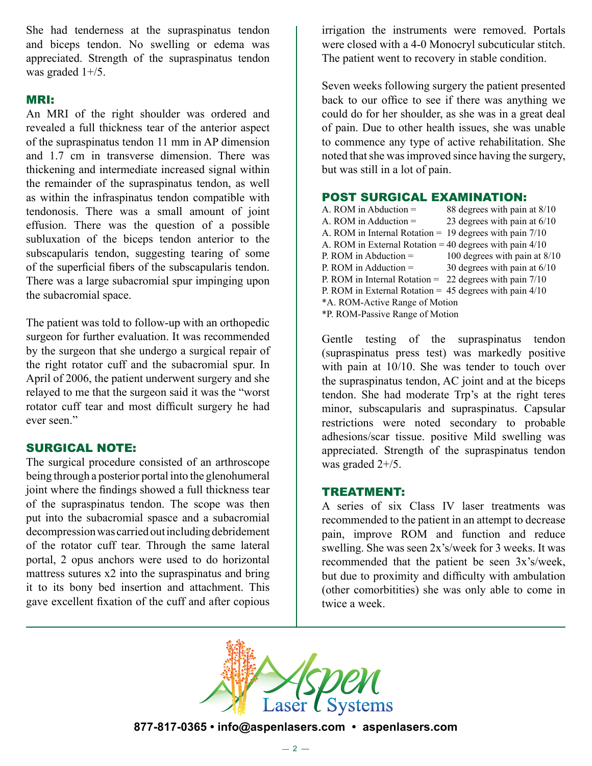She had tenderness at the supraspinatus tendon and biceps tendon. No swelling or edema was appreciated. Strength of the supraspinatus tendon was graded 1+/5.

## MRI:

An MRI of the right shoulder was ordered and revealed a full thickness tear of the anterior aspect of the supraspinatus tendon 11 mm in AP dimension and 1.7 cm in transverse dimension. There was thickening and intermediate increased signal within the remainder of the supraspinatus tendon, as well as within the infraspinatus tendon compatible with tendonosis. There was a small amount of joint effusion. There was the question of a possible subluxation of the biceps tendon anterior to the subscapularis tendon, suggesting tearing of some of the superficial fibers of the subscapularis tendon. There was a large subacromial spur impinging upon the subacromial space.

The patient was told to follow-up with an orthopedic surgeon for further evaluation. It was recommended by the surgeon that she undergo a surgical repair of the right rotator cuff and the subacromial spur. In April of 2006, the patient underwent surgery and she relayed to me that the surgeon said it was the "worst rotator cuff tear and most difficult surgery he had ever seen."

## SURGICAL NOTE:

The surgical procedure consisted of an arthroscope being through a posterior portal into the glenohumeral joint where the findings showed a full thickness tear of the supraspinatus tendon. The scope was then put into the subacromial spasce and a subacromial decompression was carried out including debridement of the rotator cuff tear. Through the same lateral portal, 2 opus anchors were used to do horizontal mattress sutures x2 into the supraspinatus and bring it to its bony bed insertion and attachment. This gave excellent fixation of the cuff and after copious irrigation the instruments were removed. Portals were closed with a 4-0 Monocryl subcuticular stitch. The patient went to recovery in stable condition.

Seven weeks following surgery the patient presented back to our office to see if there was anything we could do for her shoulder, as she was in a great deal of pain. Due to other health issues, she was unable to commence any type of active rehabilitation. She noted that she was improved since having the surgery, but was still in a lot of pain.

## POST SURGICAL EXAMINATION:

| | |
|---|---|
| A. ROM in Abduction = | 88 degrees with pain at 8/10 |
| A. ROM in Adduction = | 23 degrees with pain at 6/10 |
| A. ROM in Internal Rotation = | 19 degrees with pain 7/10 |
| A. ROM in External Rotation = | 40 degrees with pain 4/10 |
| P. ROM in Abduction = | 100 degrees with pain at 8/10 |
| P. ROM in Adduction = | 30 degrees with pain at 6/10 |
| P. ROM in Internal Rotation = | 22 degrees with pain 7/10 |
| P. ROM in External Rotation = | 45 degrees with pain 4/10 |

*A. ROM-Active Range of Motion
*P. ROM-Passive Range of Motion

Gentle testing of the supraspinatus tendon (supraspinatus press test) was markedly positive with pain at 10/10. She was tender to touch over the supraspinatus tendon, AC joint and at the biceps tendon. She had moderate Trp's at the right teres minor, subscapularis and supraspinatus. Capsular restrictions were noted secondary to probable adhesions/scar tissue. positive Mild swelling was appreciated. Strength of the supraspinatus tendon was graded 2+/5.

## TREATMENT:

A series of six Class IV laser treatments was recommended to the patient in an attempt to decrease pain, improve ROM and function and reduce swelling. She was seen 2x's/week for 3 weeks. It was recommended that the patient be seen 3x's/week, but due to proximity and difficulty with ambulation (other comorbitities) she was only able to come in twice a week.

Aspen Laser Systems

877-817-0365 • info@aspenlasers.com • aspenlasers.com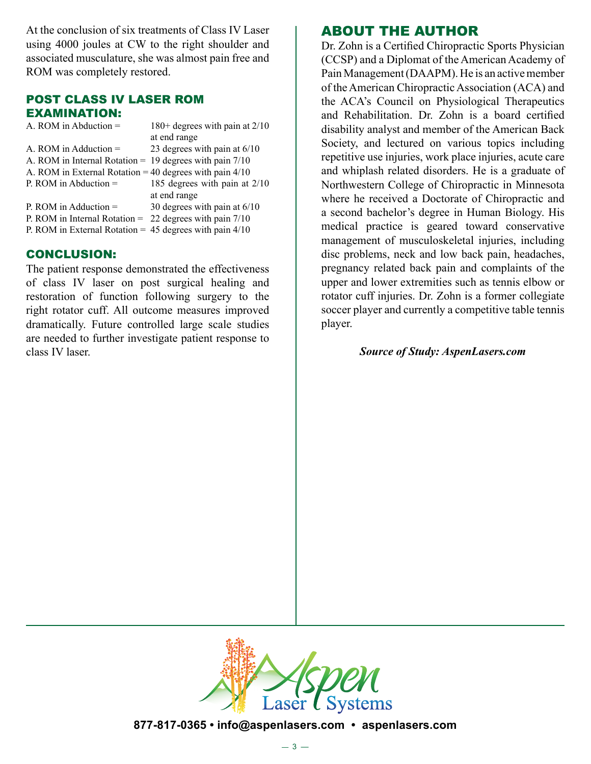At the conclusion of six treatments of Class IV Laser using 4000 joules at CW to the right shoulder and associated musculature, she was almost pain free and ROM was completely restored.

## POST CLASS IV LASER ROM EXAMINATION:

| | |
|---|---|
| A. ROM in Abduction = | 180+ degrees with pain at 2/10 at end range |
| A. ROM in Adduction = | 23 degrees with pain at 6/10 |
| A. ROM in Internal Rotation = | 19 degrees with pain 7/10 |
| A. ROM in External Rotation = | 40 degrees with pain 4/10 |
| P. ROM in Abduction = | 185 degrees with pain at 2/10 at end range |
| P. ROM in Adduction = | 30 degrees with pain at 6/10 |
| P. ROM in Internal Rotation = | 22 degrees with pain 7/10 |
| P. ROM in External Rotation = | 45 degrees with pain 4/10 |

## CONCLUSION:

The patient response demonstrated the effectiveness of class IV laser on post surgical healing and restoration of function following surgery to the right rotator cuff. All outcome measures improved dramatically. Future controlled large scale studies are needed to further investigate patient response to class IV laser.

## ABOUT THE AUTHOR

Dr. Zohn is a Certified Chiropractic Sports Physician (CCSP) and a Diplomat of the American Academy of Pain Management (DAAPM). He is an active member of the American Chiropractic Association (ACA) and the ACA's Council on Physiological Therapeutics and Rehabilitation. Dr. Zohn is a board certified disability analyst and member of the American Back Society, and lectured on various topics including repetitive use injuries, work place injuries, acute care and whiplash related disorders. He is a graduate of Northwestern College of Chiropractic in Minnesota where he received a Doctorate of Chiropractic and a second bachelor's degree in Human Biology. His medical practice is geared toward conservative management of musculoskeletal injuries, including disc problems, neck and low back pain, headaches, pregnancy related back pain and complaints of the upper and lower extremities such as tennis elbow or rotator cuff injuries. Dr. Zohn is a former collegiate soccer player and currently a competitive table tennis player.

***Source of Study: AspenLasers.com***

Aspen Laser Systems

**877-817-0365 • info@aspenlasers.com • aspenlasers.com**